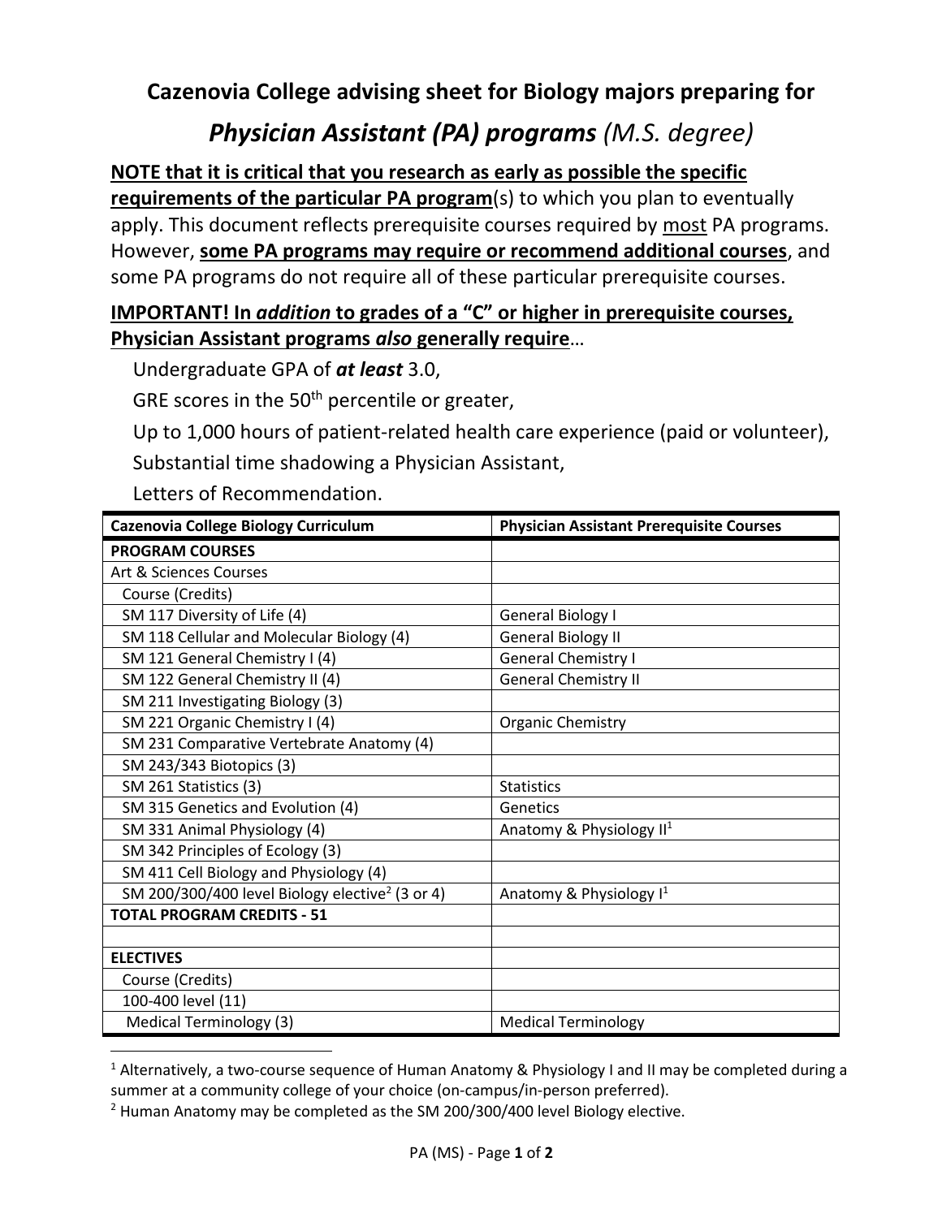# Cazenovia College advising sheet for Biology majors preparing for

## *Physician Assistant (PA) programs* *(M.S. degree)*

**NOTE that it is critical that you research as early as possible the specific requirements of the particular PA program**(s) to which you plan to eventually apply. This document reflects prerequisite courses required by most PA programs. However, **some PA programs may require or recommend additional courses**, and some PA programs do not require all of these particular prerequisite courses.

**IMPORTANT! In *addition* to grades of a "C" or higher in prerequisite courses, Physician Assistant programs *also* generally require**…

- Undergraduate GPA of ***at least*** 3.0,
- GRE scores in the 50th percentile or greater,
- Up to 1,000 hours of patient-related health care experience (paid or volunteer),
- Substantial time shadowing a Physician Assistant,
- Letters of Recommendation.

| Cazenovia College Biology Curriculum | Physician Assistant Prerequisite Courses |
|---|---|
| **PROGRAM COURSES** | |
| Art & Sciences Courses | |
| Course (Credits) | |
| SM 117 Diversity of Life (4) | General Biology I |
| SM 118 Cellular and Molecular Biology (4) | General Biology II |
| SM 121 General Chemistry I (4) | General Chemistry I |
| SM 122 General Chemistry II (4) | General Chemistry II |
| SM 211 Investigating Biology (3) | |
| SM 221 Organic Chemistry I (4) | Organic Chemistry |
| SM 231 Comparative Vertebrate Anatomy (4) | |
| SM 243/343 Biotopics (3) | |
| SM 261 Statistics (3) | Statistics |
| SM 315 Genetics and Evolution (4) | Genetics |
| SM 331 Animal Physiology (4) | Anatomy & Physiology II[1] |
| SM 342 Principles of Ecology (3) | |
| SM 411 Cell Biology and Physiology (4) | |
| SM 200/300/400 level Biology elective[2] (3 or 4) | Anatomy & Physiology I[1] |
| **TOTAL PROGRAM CREDITS - 51** | |
| | |
| **ELECTIVES** | |
| Course (Credits) | |
| 100-400 level (11) | |
| Medical Terminology (3) | Medical Terminology |

[1] Alternatively, a two-course sequence of Human Anatomy & Physiology I and II may be completed during a summer at a community college of your choice (on-campus/in-person preferred).

[2] Human Anatomy may be completed as the SM 200/300/400 level Biology elective.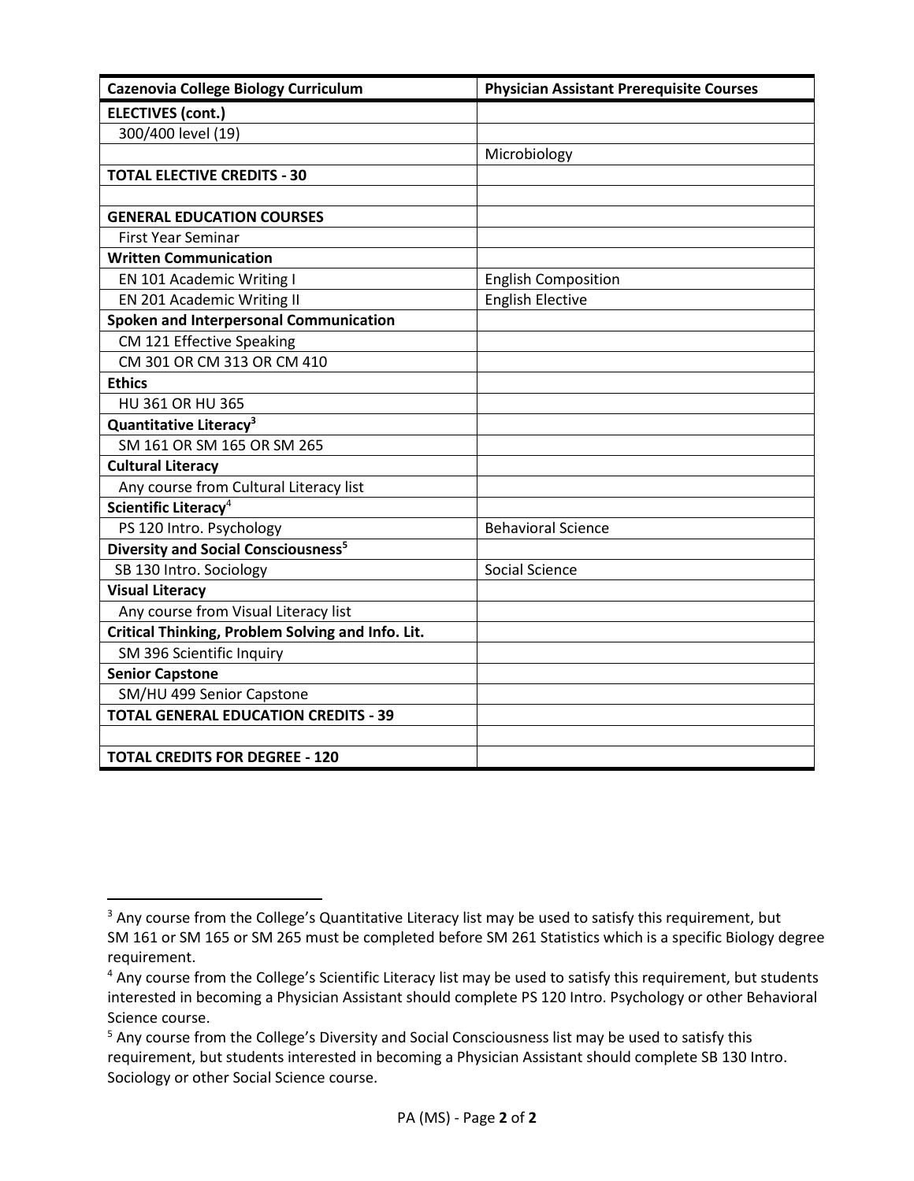| Cazenovia College Biology Curriculum | Physician Assistant Prerequisite Courses |
|---|---|
| **ELECTIVES (cont.)** | |
| 300/400 level (19) | |
| | Microbiology |
| **TOTAL ELECTIVE CREDITS - 30** | |
| | |
| **GENERAL EDUCATION COURSES** | |
| First Year Seminar | |
| **Written Communication** | |
| EN 101 Academic Writing I | English Composition |
| EN 201 Academic Writing II | English Elective |
| **Spoken and Interpersonal Communication** | |
| CM 121 Effective Speaking | |
| CM 301 OR CM 313 OR CM 410 | |
| **Ethics** | |
| HU 361 OR HU 365 | |
| **Quantitative Literacy[3]** | |
| SM 161 OR SM 165 OR SM 265 | |
| **Cultural Literacy** | |
| Any course from Cultural Literacy list | |
| **Scientific Literacy[4]** | |
| PS 120 Intro. Psychology | Behavioral Science |
| **Diversity and Social Consciousness[5]** | |
| SB 130 Intro. Sociology | Social Science |
| **Visual Literacy** | |
| Any course from Visual Literacy list | |
| **Critical Thinking, Problem Solving and Info. Lit.** | |
| SM 396 Scientific Inquiry | |
| **Senior Capstone** | |
| SM/HU 499 Senior Capstone | |
| **TOTAL GENERAL EDUCATION CREDITS - 39** | |
| | |
| **TOTAL CREDITS FOR DEGREE - 120** | |

[3] Any course from the College's Quantitative Literacy list may be used to satisfy this requirement, but SM 161 or SM 165 or SM 265 must be completed before SM 261 Statistics which is a specific Biology degree requirement.

[4] Any course from the College's Scientific Literacy list may be used to satisfy this requirement, but students interested in becoming a Physician Assistant should complete PS 120 Intro. Psychology or other Behavioral Science course.

[5] Any course from the College's Diversity and Social Consciousness list may be used to satisfy this requirement, but students interested in becoming a Physician Assistant should complete SB 130 Intro. Sociology or other Social Science course.